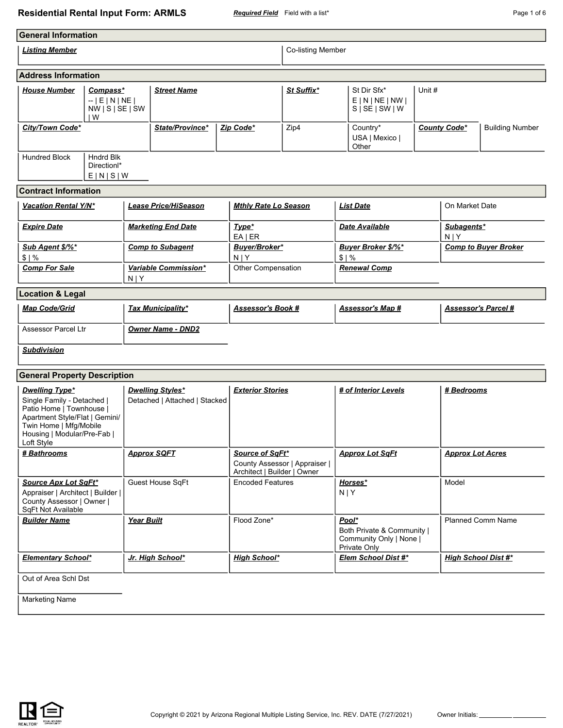# Residential Rental Input Form: ARMLS

***Required Field*** Field with a list*

## General Information

| ***Listing Member*** | Co-listing Member |
|---|---|
| | |

## Address Information

| ***House Number*** | ***Compass**** | ***Street Name*** | ***St Suffix**** | St Dir Sfx* | Unit # |
|---|---|---|---|---|---|
| | -- \| E \| N \| NE \| NW \| S \| SE \| SW \| W | | | E \| N \| NE \| NW \| S \| SE \| SW \| W | |

| ***City/Town Code**** | ***State/Province**** | ***Zip Code**** | Zip4 | Country* | ***County Code**** | Building Number |
|---|---|---|---|---|---|---|
| | | | | USA \| Mexico \| Other | | |

| Hundred Block | Hndrd Blk Directionl* |
|---|---|
| | E \| N \| S \| W |

## Contract Information

| ***Vacation Rental Y/N**** | ***Lease Price/HiSeason*** | ***Mthly Rate Lo Season*** | ***List Date*** | On Market Date |
|---|---|---|---|---|
| | | | | |
| ***Expire Date*** | ***Marketing End Date*** | ***Type**** EA \| ER | ***Date Available*** | ***Subagents**** N \| Y |
| ***Sub Agent $/%**** $ \| % | ***Comp to Subagent*** | ***Buyer/Broker**** N \| Y | ***Buyer Broker $/%**** $ \| % | ***Comp to Buyer Broker*** |
| ***Comp For Sale*** | ***Variable Commission**** N \| Y | Other Compensation | ***Renewal Comp*** | |

## Location & Legal

| ***Map Code/Grid*** | ***Tax Municipality**** | ***Assessor's Book #*** | ***Assessor's Map #*** | ***Assessor's Parcel #*** |
|---|---|---|---|---|
| | | | | |
| Assessor Parcel Ltr | ***Owner Name - DND2*** | | | |

***Subdivision***

## General Property Description

| ***Dwelling Type**** | ***Dwelling Styles**** | ***Exterior Stories*** | ***# of Interior Levels*** | ***# Bedrooms*** |
|---|---|---|---|---|
| Single Family - Detached \| Patio Home \| Townhouse \| Apartment Style/Flat \| Gemini/ Twin Home \| Mfg/Mobile Housing \| Modular/Pre-Fab \| Loft Style | Detached \| Attached \| Stacked | | | |
| ***# Bathrooms*** | ***Approx SQFT*** | ***Source of SqFt**** County Assessor \| Appraiser \| Architect \| Builder \| Owner | ***Approx Lot SqFt*** | ***Approx Lot Acres*** |
| ***Source Apx Lot SqFt**** Appraiser \| Architect \| Builder \| County Assessor \| Owner \| SqFt Not Available | Guest House SqFt | Encoded Features | ***Horses**** N \| Y | Model |
| ***Builder Name*** | ***Year Built*** | Flood Zone* | ***Pool**** Both Private & Community \| Community Only \| None \| Private Only | Planned Comm Name |
| ***Elementary School**** | ***Jr. High School**** | ***High School**** | ***Elem School Dist #**** | ***High School Dist #**** |

Out of Area Schl Dst

Marketing Name

Copyright © 2021 by Arizona Regional Multiple Listing Service, Inc. REV. DATE (7/27/2021) Owner Initials: __________ __________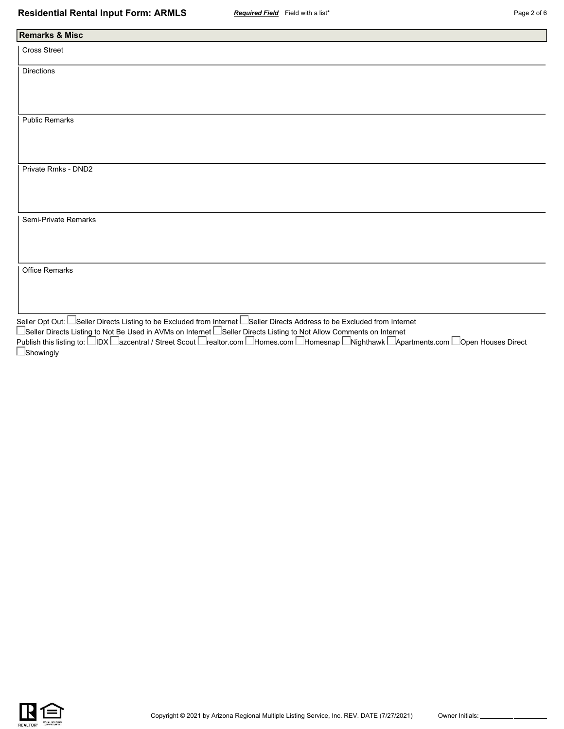## Remarks & Misc

Cross Street

Directions

Public Remarks

Private Rmks - DND2

Semi-Private Remarks

Office Remarks

Seller Opt Out: ☐ Seller Directs Listing to be Excluded from Internet ☐ Seller Directs Address to be Excluded from Internet ☐ Seller Directs Listing to Not Be Used in AVMs on Internet ☐ Seller Directs Listing to Not Allow Comments on Internet

Publish this listing to: ☐ IDX ☐ azcentral / Street Scout ☐ realtor.com ☐ Homes.com ☐ Homesnap ☐ Nighthawk ☐ Apartments.com ☐ Open Houses Direct ☐ Showingly

Copyright © 2021 by Arizona Regional Multiple Listing Service, Inc. REV. DATE (7/27/2021)

Owner Initials: __________ __________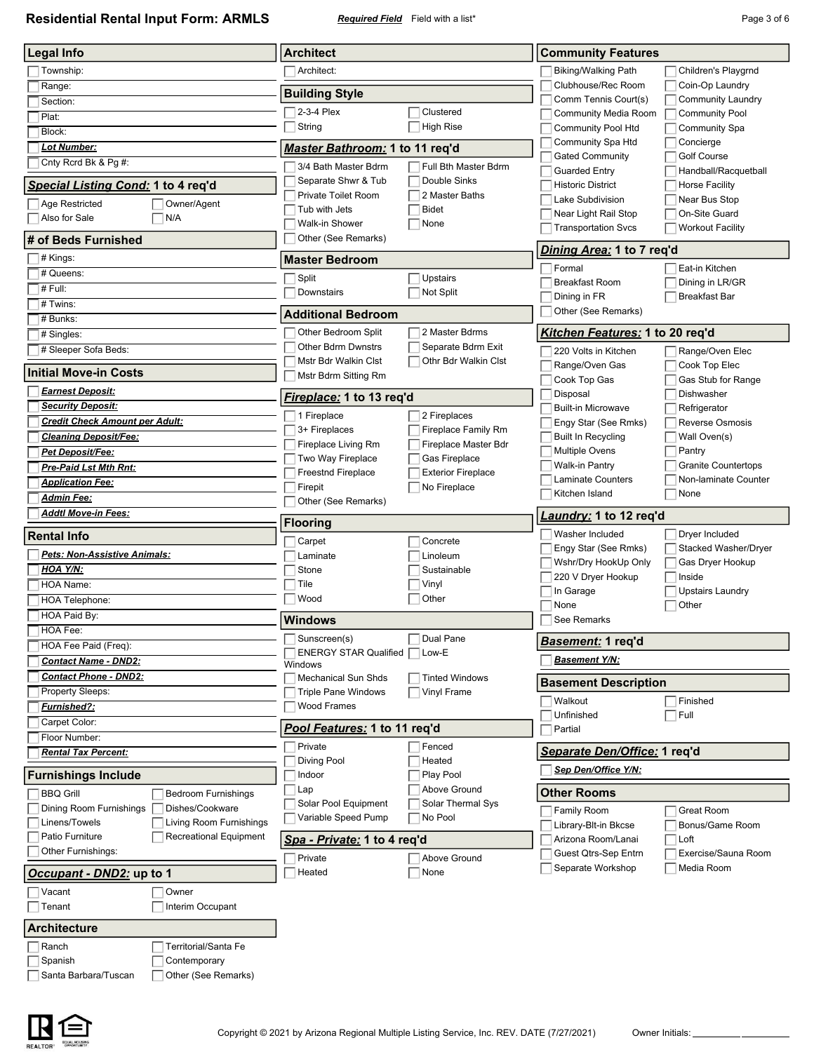# Residential Rental Input Form: ARMLS

***Required Field*** Field with a list*

## Legal Info

- Township:
- Range:
- Section:
- Plat:
- Block:
- ***Lot Number:***
- Cnty Rcrd Bk & Pg #:

## ***Special Listing Cond:*** 1 to 4 req'd

- Age Restricted
- Owner/Agent
- Also for Sale
- N/A

## # of Beds Furnished

- # Kings:
- # Queens:
- # Full:
- # Twins:
- # Bunks:
- # Singles:
- # Sleeper Sofa Beds:

## Initial Move-in Costs

- ***Earnest Deposit:***
- ***Security Deposit:***
- ***Credit Check Amount per Adult:***
- ***Cleaning Deposit/Fee:***
- ***Pet Deposit/Fee:***
- ***Pre-Paid Lst Mth Rnt:***
- ***Application Fee:***
- ***Admin Fee:***
- ***Addtl Move-in Fees:***

## Rental Info

- ***Pets: Non-Assistive Animals:***
- ***HOA Y/N:***
- HOA Name:
- HOA Telephone:
- HOA Paid By:
- HOA Fee:
- HOA Fee Paid (Freq):
- ***Contact Name - DND2:***
- ***Contact Phone - DND2:***
- Property Sleeps:
- ***Furnished?:***
- Carpet Color:
- Floor Number:
- ***Rental Tax Percent:***

## Furnishings Include

- BBQ Grill
- Bedroom Furnishings
- Dining Room Furnishings
- Dishes/Cookware
- Linens/Towels
- Living Room Furnishings
- Patio Furniture
- Recreational Equipment
- Other Furnishings:

## ***Occupant - DND2:*** up to 1

- Vacant
- Owner
- Tenant
- Interim Occupant

## Architecture

- Ranch
- Territorial/Santa Fe
- Spanish
- Contemporary
- Santa Barbara/Tuscan
- Other (See Remarks)

## Architect

- Architect:

## Building Style

- 2-3-4 Plex
- Clustered
- String
- High Rise

## ***Master Bathroom:*** 1 to 11 req'd

- 3/4 Bath Master Bdrm
- Full Bth Master Bdrm
- Separate Shwr & Tub
- Double Sinks
- Private Toilet Room
- 2 Master Baths
- Tub with Jets
- Bidet
- Walk-in Shower
- None
- Other (See Remarks)

## Master Bedroom

- Split
- Upstairs
- Downstairs
- Not Split

## Additional Bedroom

- Other Bedroom Split
- 2 Master Bdrms
- Other Bdrm Dwnstrs
- Separate Bdrm Exit
- Mstr Bdr Walkin Clst
- Othr Bdr Walkin Clst
- Mstr Bdrm Sitting Rm

## ***Fireplace:*** 1 to 13 req'd

- 1 Fireplace
- 2 Fireplaces
- 3+ Fireplaces
- Fireplace Family Rm
- Fireplace Living Rm
- Fireplace Master Bdr
- Two Way Fireplace
- Gas Fireplace
- Freestnd Fireplace
- Exterior Fireplace
- Firepit
- No Fireplace
- Other (See Remarks)

## Flooring

- Carpet
- Concrete
- Laminate
- Linoleum
- Stone
- Sustainable
- Tile
- Vinyl
- Wood
- Other

## Windows

- Sunscreen(s)
- Dual Pane
- ENERGY STAR Qualified Windows
- Low-E
- Mechanical Sun Shds
- Tinted Windows
- Triple Pane Windows
- Vinyl Frame
- Wood Frames

## ***Pool Features:*** 1 to 11 req'd

- Private
- Fenced
- Diving Pool
- Heated
- Indoor
- Play Pool
- Lap
- Above Ground
- Solar Pool Equipment
- Solar Thermal Sys
- Variable Speed Pump
- No Pool

## ***Spa - Private:*** 1 to 4 req'd

- Private
- Above Ground
- Heated
- None

## Community Features

- Biking/Walking Path
- Children's Playgrnd
- Clubhouse/Rec Room
- Coin-Op Laundry
- Comm Tennis Court(s)
- Community Laundry
- Community Media Room
- Community Pool
- Community Pool Htd
- Community Spa
- Community Spa Htd
- Concierge
- Gated Community
- Golf Course
- Guarded Entry
- Handball/Racquetball
- Historic District
- Horse Facility
- Lake Subdivision
- Near Bus Stop
- Near Light Rail Stop
- On-Site Guard
- Transportation Svcs
- Workout Facility

## ***Dining Area:*** 1 to 7 req'd

- Formal
- Eat-in Kitchen
- Breakfast Room
- Dining in LR/GR
- Dining in FR
- Breakfast Bar
- Other (See Remarks)

## ***Kitchen Features:*** 1 to 20 req'd

- 220 Volts in Kitchen
- Range/Oven Elec
- Range/Oven Gas
- Cook Top Elec
- Cook Top Gas
- Gas Stub for Range
- Disposal
- Dishwasher
- Built-in Microwave
- Refrigerator
- Engy Star (See Rmks)
- Reverse Osmosis
- Built In Recycling
- Wall Oven(s)
- Multiple Ovens
- Pantry
- Walk-in Pantry
- Granite Countertops
- Laminate Counters
- Non-laminate Counter
- Kitchen Island
- None

## ***Laundry:*** 1 to 12 req'd

- Washer Included
- Dryer Included
- Engy Star (See Rmks)
- Stacked Washer/Dryer
- Wshr/Dry HookUp Only
- Gas Dryer Hookup
- 220 V Dryer Hookup
- Inside
- In Garage
- Upstairs Laundry
- None
- Other
- See Remarks

## ***Basement:*** 1 req'd

- ***Basement Y/N:***

## Basement Description

- Walkout
- Finished
- Unfinished
- Full
- Partial

## ***Separate Den/Office:*** 1 req'd

- ***Sep Den/Office Y/N:***

## Other Rooms

- Family Room
- Great Room
- Library-Blt-in Bkcse
- Bonus/Game Room
- Arizona Room/Lanai
- Loft
- Guest Qtrs-Sep Entrn
- Exercise/Sauna Room
- Separate Workshop
- Media Room

Copyright © 2021 by Arizona Regional Multiple Listing Service, Inc. REV. DATE (7/27/2021)

Owner Initials: __________ __________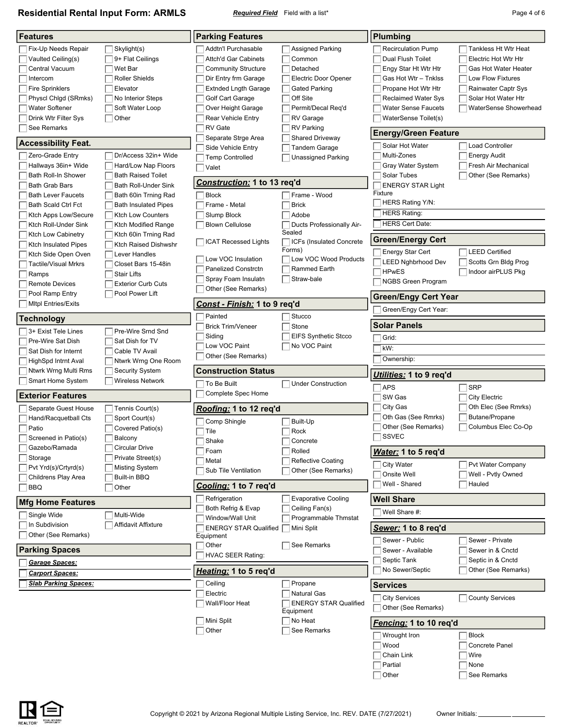# Residential Rental Input Form: ARMLS

***Required Field*** Field with a list*

## Features

- [ ] Fix-Up Needs Repair
- [ ] Skylight(s)
- [ ] Vaulted Ceiling(s)
- [ ] 9+ Flat Ceilings
- [ ] Central Vacuum
- [ ] Wet Bar
- [ ] Intercom
- [ ] Roller Shields
- [ ] Fire Sprinklers
- [ ] Elevator
- [ ] Physcl Chlgd (SRmks)
- [ ] No Interior Steps
- [ ] Water Softener
- [ ] Soft Water Loop
- [ ] Drink Wtr Filter Sys
- [ ] Other
- [ ] See Remarks

## Accessibility Feat.

- [ ] Zero-Grade Entry
- [ ] Dr/Access 32in+ Wide
- [ ] Hallways 36in+ Wide
- [ ] Hard/Low Nap Floors
- [ ] Bath Roll-In Shower
- [ ] Bath Raised Toilet
- [ ] Bath Grab Bars
- [ ] Bath Roll-Under Sink
- [ ] Bath Lever Faucets
- [ ] Bath 60in Trning Rad
- [ ] Bath Scald Ctrl Fct
- [ ] Bath Insulated Pipes
- [ ] Ktch Apps Low/Secure
- [ ] Ktch Low Counters
- [ ] Ktch Roll-Under Sink
- [ ] Ktch Modified Range
- [ ] Ktch Low Cabinetry
- [ ] Ktch 60in Trning Rad
- [ ] Ktch Insulated Pipes
- [ ] Ktch Raised Dishwshr
- [ ] Ktch Side Open Oven
- [ ] Lever Handles
- [ ] Tactile/Visual Mrkrs
- [ ] Closet Bars 15-48in
- [ ] Ramps
- [ ] Stair Lifts
- [ ] Remote Devices
- [ ] Exterior Curb Cuts
- [ ] Pool Ramp Entry
- [ ] Pool Power Lift
- [ ] Mltpl Entries/Exits

## Technology

- [ ] 3+ Exist Tele Lines
- [ ] Pre-Wire Srnd Snd
- [ ] Pre-Wire Sat Dish
- [ ] Sat Dish for TV
- [ ] Sat Dish for Internt
- [ ] Cable TV Avail
- [ ] HighSpd Intrnt Aval
- [ ] Ntwrk Wrng One Room
- [ ] Ntwrk Wrng Multi Rms
- [ ] Security System
- [ ] Smart Home System
- [ ] Wireless Network

## Exterior Features

- [ ] Separate Guest House
- [ ] Tennis Court(s)
- [ ] Hand/Racquetball Cts
- [ ] Sport Court(s)
- [ ] Patio
- [ ] Covered Patio(s)
- [ ] Screened in Patio(s)
- [ ] Balcony
- [ ] Gazebo/Ramada
- [ ] Circular Drive
- [ ] Storage
- [ ] Private Street(s)
- [ ] Pvt Yrd(s)/Crtyrd(s)
- [ ] Misting System
- [ ] Childrens Play Area
- [ ] Built-in BBQ
- [ ] BBQ
- [ ] Other

## Mfg Home Features

- [ ] Single Wide
- [ ] Multi-Wide
- [ ] In Subdivision
- [ ] Affidavit Affixture
- [ ] Other (See Remarks)

## Parking Spaces

- [ ] ***Garage Spaces:***
- [ ] ***Carport Spaces:***
- [ ] ***Slab Parking Spaces:***

## Parking Features

- [ ] Addtn'l Purchasable
- [ ] Assigned Parking
- [ ] Attch'd Gar Cabinets
- [ ] Common
- [ ] Community Structure
- [ ] Detached
- [ ] Dir Entry frm Garage
- [ ] Electric Door Opener
- [ ] Extnded Lngth Garage
- [ ] Gated Parking
- [ ] Golf Cart Garage
- [ ] Off Site
- [ ] Over Height Garage
- [ ] Permit/Decal Req'd
- [ ] Rear Vehicle Entry
- [ ] RV Garage
- [ ] RV Gate
- [ ] RV Parking
- [ ] Separate Strge Area
- [ ] Shared Driveway
- [ ] Side Vehicle Entry
- [ ] Tandem Garage
- [ ] Temp Controlled
- [ ] Unassigned Parking
- [ ] Valet

## ***Construction:*** 1 to 13 req'd

- [ ] Block
- [ ] Frame - Wood
- [ ] Frame - Metal
- [ ] Brick
- [ ] Slump Block
- [ ] Adobe
- [ ] Blown Cellulose
- [ ] Ducts Professionally Air-Sealed
- [ ] ICAT Recessed Lights
- [ ] ICFs (Insulated Concrete Forms)
- [ ] Low VOC Insulation
- [ ] Low VOC Wood Products
- [ ] Panelized Constrctn
- [ ] Rammed Earth
- [ ] Spray Foam Insulatn
- [ ] Straw-bale
- [ ] Other (See Remarks)

## ***Const - Finish:*** 1 to 9 req'd

- [ ] Painted
- [ ] Stucco
- [ ] Brick Trim/Veneer
- [ ] Stone
- [ ] Siding
- [ ] EIFS Synthetic Stcco
- [ ] Low VOC Paint
- [ ] No VOC Paint
- [ ] Other (See Remarks)

## Construction Status

- [ ] To Be Built
- [ ] Under Construction
- [ ] Complete Spec Home

## ***Roofing:*** 1 to 12 req'd

- [ ] Comp Shingle
- [ ] Built-Up
- [ ] Tile
- [ ] Rock
- [ ] Shake
- [ ] Concrete
- [ ] Foam
- [ ] Rolled
- [ ] Metal
- [ ] Reflective Coating
- [ ] Sub Tile Ventilation
- [ ] Other (See Remarks)

## ***Cooling:*** 1 to 7 req'd

- [ ] Refrigeration
- [ ] Evaporative Cooling
- [ ] Both Refrig & Evap
- [ ] Ceiling Fan(s)
- [ ] Window/Wall Unit
- [ ] Programmable Thmstat
- [ ] ENERGY STAR Qualified Equipment
- [ ] Mini Split
- [ ] Other
- [ ] See Remarks
- [ ] HVAC SEER Rating:

## ***Heating:*** 1 to 5 req'd

- [ ] Ceiling
- [ ] Propane
- [ ] Electric
- [ ] Natural Gas
- [ ] Wall/Floor Heat
- [ ] ENERGY STAR Qualified Equipment
- [ ] Mini Split
- [ ] No Heat
- [ ] Other
- [ ] See Remarks

## Plumbing

- [ ] Recirculation Pump
- [ ] Tankless Ht Wtr Heat
- [ ] Dual Flush Toilet
- [ ] Electric Hot Wtr Htr
- [ ] Engy Star Ht Wtr Htr
- [ ] Gas Hot Water Heater
- [ ] Gas Hot Wtr – Tnklss
- [ ] Low Flow Fixtures
- [ ] Propane Hot Wtr Htr
- [ ] Rainwater Captr Sys
- [ ] Reclaimed Water Sys
- [ ] Solar Hot Water Htr
- [ ] Water Sense Faucets
- [ ] WaterSense Showerhead
- [ ] WaterSense Toilet(s)

## Energy/Green Feature

- [ ] Solar Hot Water
- [ ] Load Controller
- [ ] Multi-Zones
- [ ] Energy Audit
- [ ] Gray Water System
- [ ] Fresh Air Mechanical
- [ ] Solar Tubes
- [ ] Other (See Remarks)
- [ ] ENERGY STAR Light Fixture
- [ ] HERS Rating Y/N:
- [ ] HERS Rating:
- [ ] HERS Cert Date:

## Green/Energy Cert

- [ ] Energy Star Cert
- [ ] LEED Certified
- [ ] LEED Nghbrhood Dev
- [ ] Scotts Grn Bldg Prog
- [ ] HPwES
- [ ] Indoor airPLUS Pkg
- [ ] NGBS Green Program

## Green/Engy Cert Year

- [ ] Green/Engy Cert Year:

## Solar Panels

- [ ] Grid:
- [ ] kW:
- [ ] Ownership:

## ***Utilities:*** 1 to 9 req'd

- [ ] APS
- [ ] SRP
- [ ] SW Gas
- [ ] City Electric
- [ ] City Gas
- [ ] Oth Elec (See Rmrks)
- [ ] Oth Gas (See Rmrks)
- [ ] Butane/Propane
- [ ] Other (See Remarks)
- [ ] Columbus Elec Co-Op
- [ ] SSVEC

## ***Water:*** 1 to 5 req'd

- [ ] City Water
- [ ] Pvt Water Company
- [ ] Onsite Well
- [ ] Well - Pvtly Owned
- [ ] Well - Shared
- [ ] Hauled

## Well Share

- [ ] Well Share #:

## ***Sewer:*** 1 to 8 req'd

- [ ] Sewer - Public
- [ ] Sewer - Private
- [ ] Sewer - Available
- [ ] Sewer in & Cnctd
- [ ] Septic Tank
- [ ] Septic in & Cnctd
- [ ] No Sewer/Septic
- [ ] Other (See Remarks)

## Services

- [ ] City Services
- [ ] County Services
- [ ] Other (See Remarks)

## ***Fencing:*** 1 to 10 req'd

- [ ] Wrought Iron
- [ ] Block
- [ ] Wood
- [ ] Concrete Panel
- [ ] Chain Link
- [ ] Wire
- [ ] Partial
- [ ] None
- [ ] Other
- [ ] See Remarks

Copyright © 2021 by Arizona Regional Multiple Listing Service, Inc. REV. DATE (7/27/2021)

Owner Initials: __________ __________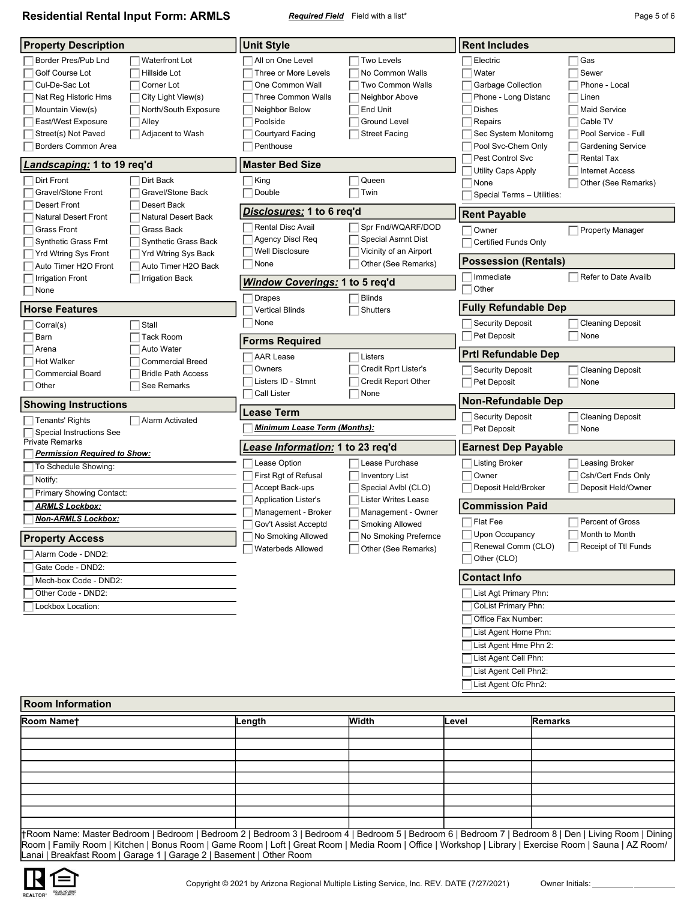# Residential Rental Input Form: ARMLS

***Required Field*** Field with a list*

## Property Description

- [ ] Border Pres/Pub Lnd
- [ ] Waterfront Lot
- [ ] Golf Course Lot
- [ ] Hillside Lot
- [ ] Cul-De-Sac Lot
- [ ] Corner Lot
- [ ] Nat Reg Historic Hms
- [ ] City Light View(s)
- [ ] Mountain View(s)
- [ ] North/South Exposure
- [ ] East/West Exposure
- [ ] Alley
- [ ] Street(s) Not Paved
- [ ] Adjacent to Wash
- [ ] Borders Common Area

## *Landscaping:* 1 to 19 req'd

- [ ] Dirt Front
- [ ] Dirt Back
- [ ] Gravel/Stone Front
- [ ] Gravel/Stone Back
- [ ] Desert Front
- [ ] Desert Back
- [ ] Natural Desert Front
- [ ] Natural Desert Back
- [ ] Grass Front
- [ ] Grass Back
- [ ] Synthetic Grass Frnt
- [ ] Synthetic Grass Back
- [ ] Yrd Wtring Sys Front
- [ ] Yrd Wtring Sys Back
- [ ] Auto Timer H2O Front
- [ ] Auto Timer H2O Back
- [ ] Irrigation Front
- [ ] Irrigation Back
- [ ] None

## Horse Features

- [ ] Corral(s)
- [ ] Stall
- [ ] Barn
- [ ] Tack Room
- [ ] Arena
- [ ] Auto Water
- [ ] Hot Walker
- [ ] Commercial Breed
- [ ] Commercial Board
- [ ] Bridle Path Access
- [ ] Other
- [ ] See Remarks

## Showing Instructions

- [ ] Tenants' Rights
- [ ] Alarm Activated
- [ ] Special Instructions See Private Remarks
- [ ] ***Permission Required to Show:***
- [ ] To Schedule Showing:
- [ ] Notify:
- [ ] Primary Showing Contact:
- [ ] ***ARMLS Lockbox:***
- [ ] ***Non-ARMLS Lockbox:***

## Property Access

- [ ] Alarm Code - DND2:
- [ ] Gate Code - DND2:
- [ ] Mech-box Code - DND2:
- [ ] Other Code - DND2:
- [ ] Lockbox Location:

## Unit Style

- [ ] All on One Level
- [ ] Two Levels
- [ ] Three or More Levels
- [ ] No Common Walls
- [ ] One Common Wall
- [ ] Two Common Walls
- [ ] Three Common Walls
- [ ] Neighbor Above
- [ ] Neighbor Below
- [ ] End Unit
- [ ] Poolside
- [ ] Ground Level
- [ ] Courtyard Facing
- [ ] Street Facing
- [ ] Penthouse

## Master Bed Size

- [ ] King
- [ ] Queen
- [ ] Double
- [ ] Twin

## *Disclosures:* 1 to 6 req'd

- [ ] Rental Disc Avail
- [ ] Spr Fnd/WQARF/DOD
- [ ] Agency Discl Req
- [ ] Special Asmnt Dist
- [ ] Well Disclosure
- [ ] Vicinity of an Airport
- [ ] None
- [ ] Other (See Remarks)

## *Window Coverings:* 1 to 5 req'd

- [ ] Drapes
- [ ] Blinds
- [ ] Vertical Blinds
- [ ] Shutters
- [ ] None

## Forms Required

- [ ] AAR Lease
- [ ] Listers
- [ ] Owners
- [ ] Credit Rprt Lister's
- [ ] Listers ID - Stmnt
- [ ] Credit Report Other
- [ ] Call Lister
- [ ] None

## Lease Term

- [ ] ***Minimum Lease Term (Months):***

## *Lease Information:* 1 to 23 req'd

- [ ] Lease Option
- [ ] Lease Purchase
- [ ] First Rgt of Refusal
- [ ] Inventory List
- [ ] Accept Back-ups
- [ ] Special Avlbl (CLO)
- [ ] Application Lister's
- [ ] Lister Writes Lease
- [ ] Management - Broker
- [ ] Management - Owner
- [ ] Gov't Assist Acceptd
- [ ] Smoking Allowed
- [ ] No Smoking Allowed
- [ ] No Smoking Prefernce
- [ ] Waterbeds Allowed
- [ ] Other (See Remarks)

## Rent Includes

- [ ] Electric
- [ ] Gas
- [ ] Water
- [ ] Sewer
- [ ] Garbage Collection
- [ ] Phone - Local
- [ ] Phone - Long Distanc
- [ ] Linen
- [ ] Dishes
- [ ] Maid Service
- [ ] Repairs
- [ ] Cable TV
- [ ] Sec System Monitorng
- [ ] Pool Service - Full
- [ ] Pool Svc-Chem Only
- [ ] Gardening Service
- [ ] Pest Control Svc
- [ ] Rental Tax
- [ ] Utility Caps Apply
- [ ] Internet Access
- [ ] None
- [ ] Other (See Remarks)
- [ ] Special Terms – Utilities:

## Rent Payable

- [ ] Owner
- [ ] Property Manager
- [ ] Certified Funds Only

## Possession (Rentals)

- [ ] Immediate
- [ ] Refer to Date Availb
- [ ] Other

## Fully Refundable Dep

- [ ] Security Deposit
- [ ] Cleaning Deposit
- [ ] Pet Deposit
- [ ] None

## Prtl Refundable Dep

- [ ] Security Deposit
- [ ] Cleaning Deposit
- [ ] Pet Deposit
- [ ] None

## Non-Refundable Dep

- [ ] Security Deposit
- [ ] Cleaning Deposit
- [ ] Pet Deposit
- [ ] None

## Earnest Dep Payable

- [ ] Listing Broker
- [ ] Leasing Broker
- [ ] Owner
- [ ] Csh/Cert Fnds Only
- [ ] Deposit Held/Broker
- [ ] Deposit Held/Owner

## Commission Paid

- [ ] Flat Fee
- [ ] Percent of Gross
- [ ] Upon Occupancy
- [ ] Month to Month
- [ ] Renewal Comm (CLO)
- [ ] Receipt of Ttl Funds
- [ ] Other (CLO)

## Contact Info

- [ ] List Agt Primary Phn:
- [ ] CoList Primary Phn:
- [ ] Office Fax Number:
- [ ] List Agent Home Phn:
- [ ] List Agent Hme Phn 2:
- [ ] List Agent Cell Phn:
- [ ] List Agent Cell Phn2:
- [ ] List Agent Ofc Phn2:

## Room Information

| Room Name† | Length | Width | Level | Remarks |
|---|---|---|---|---|
| | | | | |
| | | | | |
| | | | | |
| | | | | |
| | | | | |
| | | | | |
| | | | | |
| | | | | |
| | | | | |

†Room Name: Master Bedroom | Bedroom | Bedroom 2 | Bedroom 3 | Bedroom 4 | Bedroom 5 | Bedroom 6 | Bedroom 7 | Bedroom 8 | Den | Living Room | Dining Room | Family Room | Kitchen | Bonus Room | Game Room | Loft | Great Room | Media Room | Office | Workshop | Library | Exercise Room | Sauna | AZ Room/ Lanai | Breakfast Room | Garage 1 | Garage 2 | Basement | Other Room

Copyright © 2021 by Arizona Regional Multiple Listing Service, Inc. REV. DATE (7/27/2021)

Owner Initials: ________ ________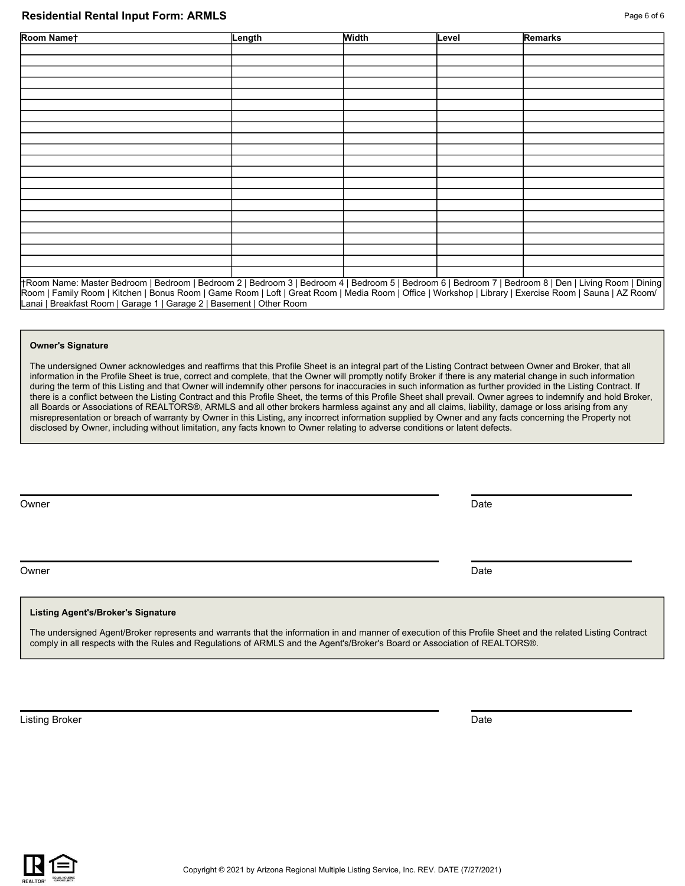## Residential Rental Input Form: ARMLS

| Room Name† | Length | Width | Level | Remarks |
| --- | --- | --- | --- | --- |
| | | | | |
| | | | | |
| | | | | |
| | | | | |
| | | | | |
| | | | | |
| | | | | |
| | | | | |
| | | | | |
| | | | | |
| | | | | |
| | | | | |
| | | | | |
| | | | | |
| | | | | |
| | | | | |
| | | | | |
| | | | | |
| | | | | |
| | | | | |
| | | | | |

†Room Name: Master Bedroom | Bedroom | Bedroom 2 | Bedroom 3 | Bedroom 4 | Bedroom 5 | Bedroom 6 | Bedroom 7 | Bedroom 8 | Den | Living Room | Dining Room | Family Room | Kitchen | Bonus Room | Game Room | Loft | Great Room | Media Room | Office | Workshop | Library | Exercise Room | Sauna | AZ Room/ Lanai | Breakfast Room | Garage 1 | Garage 2 | Basement | Other Room

**Owner's Signature**

The undersigned Owner acknowledges and reaffirms that this Profile Sheet is an integral part of the Listing Contract between Owner and Broker, that all information in the Profile Sheet is true, correct and complete, that the Owner will promptly notify Broker if there is any material change in such information during the term of this Listing and that Owner will indemnify other persons for inaccuracies in such information as further provided in the Listing Contract. If there is a conflict between the Listing Contract and this Profile Sheet, the terms of this Profile Sheet shall prevail. Owner agrees to indemnify and hold Broker, all Boards or Associations of REALTORS®, ARMLS and all other brokers harmless against any and all claims, liability, damage or loss arising from any misrepresentation or breach of warranty by Owner in this Listing, any incorrect information supplied by Owner and any facts concerning the Property not disclosed by Owner, including without limitation, any facts known to Owner relating to adverse conditions or latent defects.

Owner _______________________ Date ___________

Owner _______________________ Date ___________

**Listing Agent's/Broker's Signature**

The undersigned Agent/Broker represents and warrants that the information in and manner of execution of this Profile Sheet and the related Listing Contract comply in all respects with the Rules and Regulations of ARMLS and the Agent's/Broker's Board or Association of REALTORS®.

Listing Broker _______________________ Date ___________

Copyright © 2021 by Arizona Regional Multiple Listing Service, Inc. REV. DATE (7/27/2021)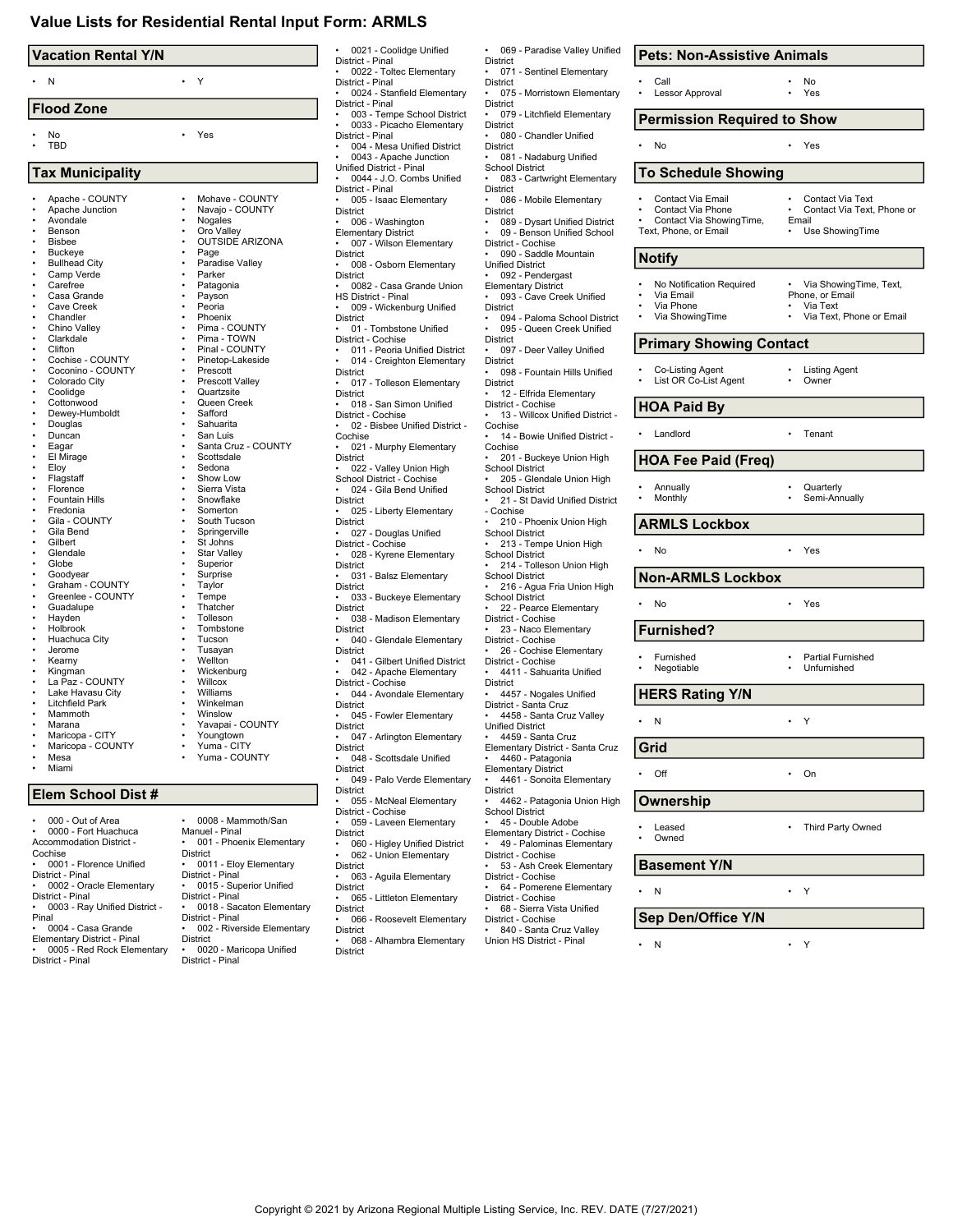# Value Lists for Residential Rental Input Form: ARMLS

## Vacation Rental Y/N

- N
- Y

## Flood Zone

- No
- TBD
- Yes

## Tax Municipality

- Apache - COUNTY
- Apache Junction
- Avondale
- Benson
- Bisbee
- Buckeye
- Bullhead City
- Camp Verde
- Carefree
- Casa Grande
- Cave Creek
- Chandler
- Chino Valley
- Clarkdale
- Clifton
- Cochise - COUNTY
- Coconino - COUNTY
- Colorado City
- Coolidge
- Cottonwood
- Dewey-Humboldt
- Douglas
- Duncan
- Eagar
- El Mirage
- Eloy
- Flagstaff
- Florence
- Fountain Hills
- Fredonia
- Gila - COUNTY
- Gila Bend
- Gilbert
- Glendale
- Globe
- Goodyear
- Graham - COUNTY
- Greenlee - COUNTY
- Guadalupe
- Hayden
- Holbrook
- Huachuca City
- Jerome
- Kearny
- Kingman
- La Paz - COUNTY
- Lake Havasu City
- Litchfield Park
- Mammoth
- Marana
- Maricopa - CITY
- Maricopa - COUNTY
- Mesa
- Miami
- Mohave - COUNTY
- Navajo - COUNTY
- Nogales
- Oro Valley
- OUTSIDE ARIZONA
- Page
- Paradise Valley
- Parker
- Patagonia
- Payson
- Peoria
- Phoenix
- Pima - COUNTY
- Pima - TOWN
- Pinal - COUNTY
- Pinetop-Lakeside
- Prescott
- Prescott Valley
- Quartzsite
- Queen Creek
- Safford
- Sahuarita
- San Luis
- Santa Cruz - COUNTY
- Scottsdale
- Sedona
- Show Low
- Sierra Vista
- Snowflake
- Somerton
- South Tucson
- Springerville
- St Johns
- Star Valley
- Superior
- Surprise
- Taylor
- Tempe
- Thatcher
- Tolleson
- Tombstone
- Tucson
- Tusayan
- Wellton
- Wickenburg
- Willcox
- Williams
- Winkelman
- Winslow
- Yavapai - COUNTY
- Youngtown
- Yuma - CITY
- Yuma - COUNTY

## Elem School Dist #

- 000 - Out of Area
- 0000 - Fort Huachuca Accommodation District - Cochise
- 0001 - Florence Unified District - Pinal
- 0002 - Oracle Elementary District - Pinal
- 0003 - Ray Unified District - Pinal
- 0004 - Casa Grande Elementary District - Pinal
- 0005 - Red Rock Elementary District - Pinal
- 0008 - Mammoth/San Manuel - Pinal
- 001 - Phoenix Elementary District
- 0011 - Eloy Elementary District - Pinal
- 0015 - Superior Unified District - Pinal
- 0018 - Sacaton Elementary District - Pinal
- 002 - Riverside Elementary District
- 0020 - Maricopa Unified District - Pinal
- 0021 - Coolidge Unified District - Pinal
- 0022 - Toltec Elementary District - Pinal
- 0024 - Stanfield Elementary District - Pinal
- 003 - Tempe School District
- 0033 - Picacho Elementary District - Pinal
- 004 - Mesa Unified District
- 0043 - Apache Junction Unified District - Pinal
- 0044 - J.O. Combs Unified District - Pinal
- 005 - Isaac Elementary District
- 006 - Washington Elementary District
- 007 - Wilson Elementary District
- 008 - Osborn Elementary District
- 0082 - Casa Grande Union HS District - Pinal
- 009 - Wickenburg Unified District
- 01 - Tombstone Unified District - Cochise
- 011 - Peoria Unified District
- 014 - Creighton Elementary District
- 017 - Tolleson Elementary District
- 018 - San Simon Unified District - Cochise
- 02 - Bisbee Unified District - Cochise
- 021 - Murphy Elementary District
- 022 - Valley Union High School District - Cochise
- 024 - Gila Bend Unified District
- 025 - Liberty Elementary District
- 027 - Douglas Unified District - Cochise
- 028 - Kyrene Elementary District
- 031 - Balsz Elementary District
- 033 - Buckeye Elementary District
- 038 - Madison Elementary District
- 040 - Glendale Elementary District
- 041 - Gilbert Unified District
- 042 - Apache Elementary District - Cochise
- 044 - Avondale Elementary District
- 045 - Fowler Elementary District
- 047 - Arlington Elementary District
- 048 - Scottsdale Unified District
- 049 - Palo Verde Elementary District
- 055 - McNeal Elementary District - Cochise
- 059 - Laveen Elementary District
- 060 - Higley Unified District
- 062 - Union Elementary District
- 063 - Aguila Elementary District
- 065 - Littleton Elementary District
- 066 - Roosevelt Elementary District
- 068 - Alhambra Elementary District
- 069 - Paradise Valley Unified District
- 071 - Sentinel Elementary District
- 075 - Morristown Elementary District
- 079 - Litchfield Elementary District
- 080 - Chandler Unified District
- 081 - Nadaburg Unified School District
- 083 - Cartwright Elementary District
- 086 - Mobile Elementary District
- 089 - Dysart Unified District
- 09 - Benson Unified School District - Cochise
- 090 - Saddle Mountain Unified District
- 092 - Pendergast Elementary District
- 093 - Cave Creek Unified District
- 094 - Paloma School District
- 095 - Queen Creek Unified District
- 097 - Deer Valley Unified District
- 098 - Fountain Hills Unified District
- 12 - Elfrida Elementary District - Cochise
- 13 - Willcox Unified District - Cochise
- 14 - Bowie Unified District - Cochise
- 201 - Buckeye Union High School District
- 205 - Glendale Union High School District
- 21 - St David Unified District - Cochise
- 210 - Phoenix Union High School District
- 213 - Tempe Union High School District
- 214 - Tolleson Union High School District
- 216 - Agua Fria Union High School District
- 22 - Pearce Elementary District - Cochise
- 23 - Naco Elementary District - Cochise
- 26 - Cochise Elementary District - Cochise
- 4411 - Sahuarita Unified District
- 4457 - Nogales Unified District - Santa Cruz
- 4458 - Santa Cruz Valley Unified District
- 4459 - Santa Cruz Elementary District - Santa Cruz
- 4460 - Patagonia Elementary District
- 4461 - Sonoita Elementary District
- 4462 - Patagonia Union High School District
- 45 - Double Adobe Elementary District - Cochise
- 49 - Palominas Elementary District - Cochise
- 53 - Ash Creek Elementary District - Cochise
- 64 - Pomerene Elementary District - Cochise
- 68 - Sierra Vista Unified District - Cochise
- 840 - Santa Cruz Valley Union HS District - Pinal

## Pets: Non-Assistive Animals

- Call
- Lessor Approval
- No
- Yes

## Permission Required to Show

- No
- Yes

## To Schedule Showing

- Contact Via Email
- Contact Via Phone
- Contact Via ShowingTime, Text, Phone, or Email
- Contact Via Text
- Contact Via Text, Phone or Email
- Use ShowingTime

## Notify

- No Notification Required
- Via Email
- Via Phone
- Via ShowingTime
- Via ShowingTime, Text, Phone, or Email
- Via Text
- Via Text, Phone or Email

## Primary Showing Contact

- Co-Listing Agent
- List OR Co-List Agent
- Listing Agent
- Owner

## HOA Paid By

- Landlord
- Tenant

## HOA Fee Paid (Freq)

- Annually
- Monthly
- Quarterly
- Semi-Annually

## ARMLS Lockbox

- No
- Yes

## Non-ARMLS Lockbox

- No
- Yes

## Furnished?

- Furnished
- Negotiable
- Partial Furnished
- Unfurnished

## HERS Rating Y/N

- N
- Y

## Grid

- Off
- On

## Ownership

- Leased
- Owned
- Third Party Owned

## Basement Y/N

- N
- Y

## Sep Den/Office Y/N

- N
- Y

Copyright © 2021 by Arizona Regional Multiple Listing Service, Inc. REV. DATE (7/27/2021)